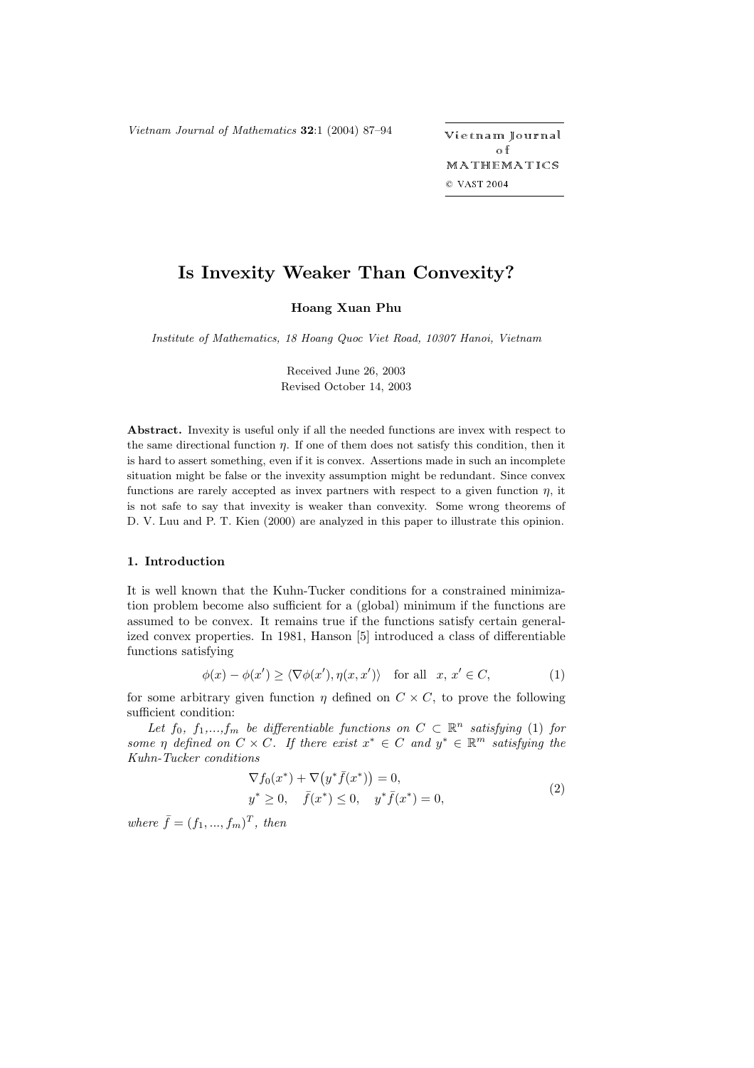# Is Invexity Weaker Than Convexity?

**Hoang Xuan Phu**

*Institute of Mathematics, 18 Hoang Quoc Viet Road, 10307 Hanoi, Vietnam*

Received June 26, 2003
Revised October 14, 2003

**Abstract.** Invexity is useful only if all the needed functions are invex with respect to the same directional function $\eta$. If one of them does not satisfy this condition, then it is hard to assert something, even if it is convex. Assertions made in such an incomplete situation might be false or the invexity assumption might be redundant. Since convex functions are rarely accepted as invex partners with respect to a given function $\eta$, it is not safe to say that invexity is weaker than convexity. Some wrong theorems of D. V. Luu and P. T. Kien (2000) are analyzed in this paper to illustrate this opinion.

## 1. Introduction

It is well known that the Kuhn-Tucker conditions for a constrained minimization problem become also sufficient for a (global) minimum if the functions are assumed to be convex. It remains true if the functions satisfy certain generalized convex properties. In 1981, Hanson [5] introduced a class of differentiable functions satisfying

$$\phi(x) - \phi(x') \geq \langle \nabla \phi(x'), \eta(x, x') \rangle \quad \text{for all} \quad x,\, x' \in C, \tag{1}$$

for some arbitrary given function $\eta$ defined on $C \times C$, to prove the following sufficient condition:

*Let $f_0$, $f_1$,...,$f_m$ be differentiable functions on $C \subset \mathbb{R}^n$ satisfying* (1) *for some $\eta$ defined on $C \times C$. If there exist $x^* \in C$ and $y^* \in \mathbb{R}^m$ satisfying the Kuhn-Tucker conditions*

$$\begin{aligned} &\nabla f_0(x^*) + \nabla\big(y^* \bar{f}(x^*)\big) = 0, \\ &y^* \geq 0, \quad \bar{f}(x^*) \leq 0, \quad y^* \bar{f}(x^*) = 0, \end{aligned} \tag{2}$$

*where $\bar{f} = (f_1, ..., f_m)^T$, then*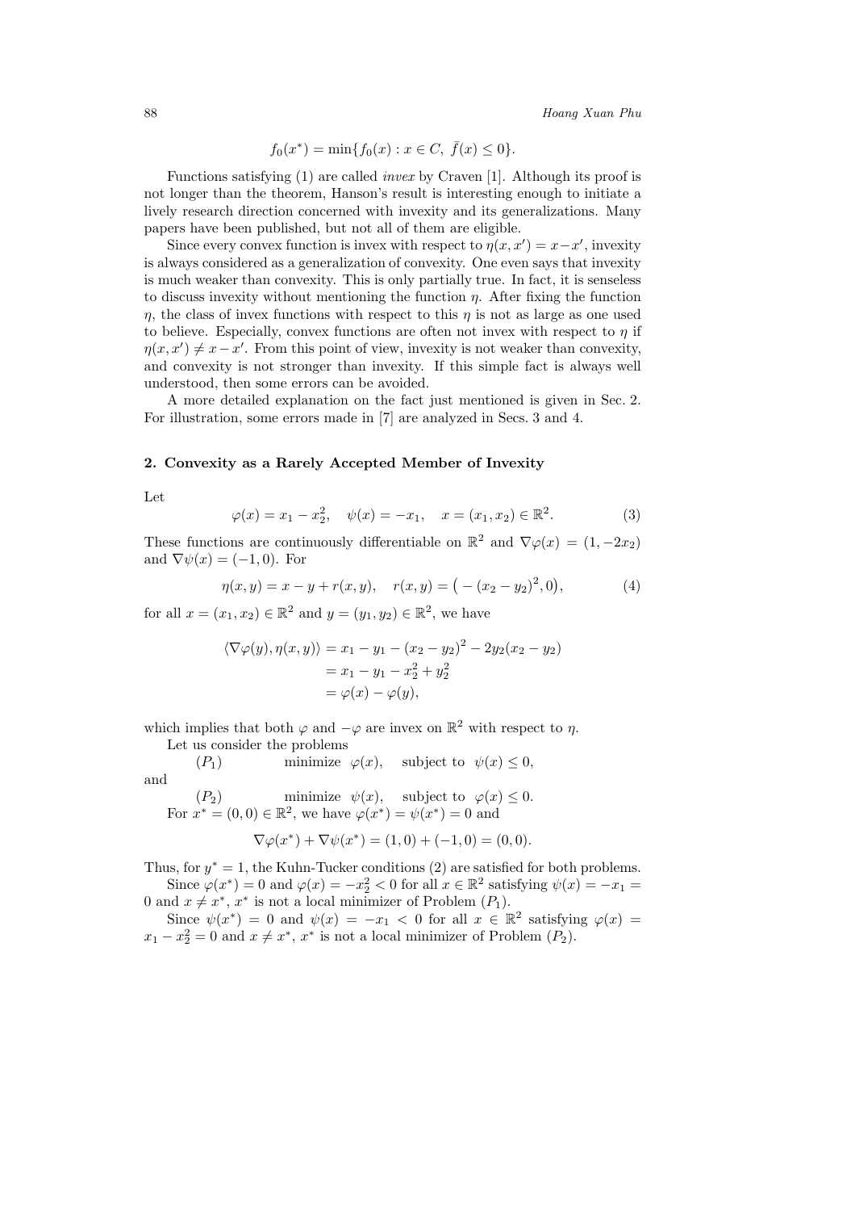$$f_0(x^*) = \min\{f_0(x) : x \in C,\ \bar{f}(x) \leq 0\}.$$

Functions satisfying (1) are called *invex* by Craven [1]. Although its proof is not longer than the theorem, Hanson's result is interesting enough to initiate a lively research direction concerned with invexity and its generalizations. Many papers have been published, but not all of them are eligible.

Since every convex function is invex with respect to $\eta(x, x') = x - x'$, invexity is always considered as a generalization of convexity. One even says that invexity is much weaker than convexity. This is only partially true. In fact, it is senseless to discuss invexity without mentioning the function $\eta$. After fixing the function $\eta$, the class of invex functions with respect to this $\eta$ is not as large as one used to believe. Especially, convex functions are often not invex with respect to $\eta$ if $\eta(x, x') \neq x - x'$. From this point of view, invexity is not weaker than convexity, and convexity is not stronger than invexity. If this simple fact is always well understood, then some errors can be avoided.

A more detailed explanation on the fact just mentioned is given in Sec. 2. For illustration, some errors made in [7] are analyzed in Secs. 3 and 4.

## 2. Convexity as a Rarely Accepted Member of Invexity

Let

$$\varphi(x) = x_1 - x_2^2, \quad \psi(x) = -x_1, \quad x = (x_1, x_2) \in \mathbb{R}^2. \tag{3}$$

These functions are continuously differentiable on $\mathbb{R}^2$ and $\nabla\varphi(x) = (1, -2x_2)$ and $\nabla\psi(x) = (-1, 0)$. For

$$\eta(x, y) = x - y + r(x, y), \quad r(x, y) = \big(-(x_2 - y_2)^2, 0\big), \tag{4}$$

for all $x = (x_1, x_2) \in \mathbb{R}^2$ and $y = (y_1, y_2) \in \mathbb{R}^2$, we have

$$\begin{aligned}
\langle \nabla\varphi(y), \eta(x, y)\rangle &= x_1 - y_1 - (x_2 - y_2)^2 - 2y_2(x_2 - y_2) \\
&= x_1 - y_1 - x_2^2 + y_2^2 \\
&= \varphi(x) - \varphi(y),
\end{aligned}$$

which implies that both $\varphi$ and $-\varphi$ are invex on $\mathbb{R}^2$ with respect to $\eta$.

Let us consider the problems

$(P_1)$ minimize $\varphi(x)$, subject to $\psi(x) \leq 0$,

and

$(P_2)$ minimize $\psi(x)$, subject to $\varphi(x) \leq 0$.

For $x^* = (0, 0) \in \mathbb{R}^2$, we have $\varphi(x^*) = \psi(x^*) = 0$ and

$$\nabla\varphi(x^*) + \nabla\psi(x^*) = (1, 0) + (-1, 0) = (0, 0).$$

Thus, for $y^* = 1$, the Kuhn-Tucker conditions (2) are satisfied for both problems.

Since $\varphi(x^*) = 0$ and $\varphi(x) = -x_2^2 < 0$ for all $x \in \mathbb{R}^2$ satisfying $\psi(x) = -x_1 = 0$ and $x \neq x^*$, $x^*$ is not a local minimizer of Problem $(P_1)$.

Since $\psi(x^*) = 0$ and $\psi(x) = -x_1 < 0$ for all $x \in \mathbb{R}^2$ satisfying $\varphi(x) = x_1 - x_2^2 = 0$ and $x \neq x^*$, $x^*$ is not a local minimizer of Problem $(P_2)$.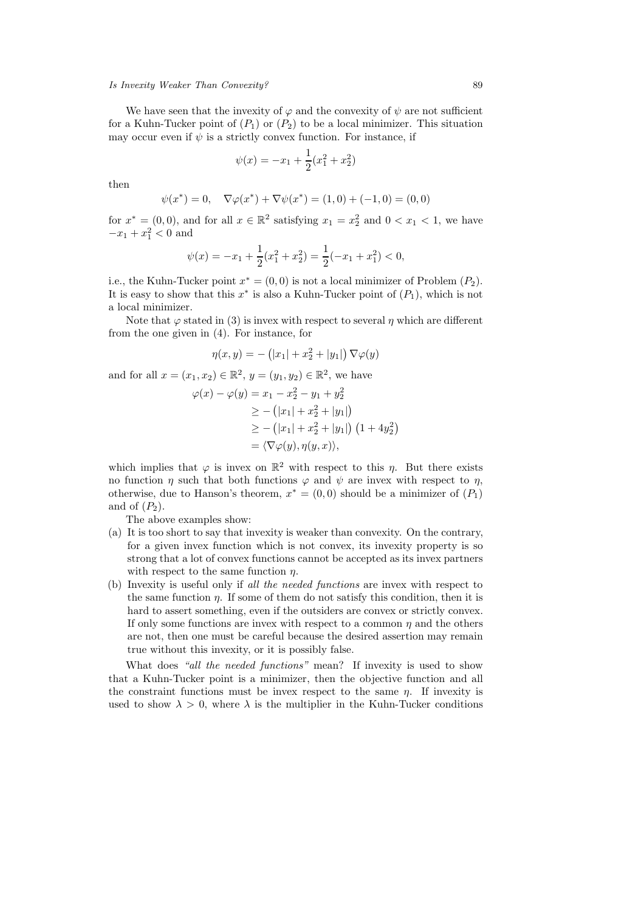We have seen that the invexity of $\varphi$ and the convexity of $\psi$ are not sufficient for a Kuhn-Tucker point of $(P_1)$ or $(P_2)$ to be a local minimizer. This situation may occur even if $\psi$ is a strictly convex function. For instance, if

$$\psi(x) = -x_1 + \frac{1}{2}(x_1^2 + x_2^2)$$

then

$$\psi(x^*) = 0, \quad \nabla\varphi(x^*) + \nabla\psi(x^*) = (1,0) + (-1,0) = (0,0)$$

for $x^* = (0,0)$, and for all $x \in \mathbb{R}^2$ satisfying $x_1 = x_2^2$ and $0 < x_1 < 1$, we have $-x_1 + x_1^2 < 0$ and

$$\psi(x) = -x_1 + \frac{1}{2}(x_1^2 + x_2^2) = \frac{1}{2}(-x_1 + x_1^2) < 0,$$

i.e., the Kuhn-Tucker point $x^* = (0,0)$ is not a local minimizer of Problem $(P_2)$. It is easy to show that this $x^*$ is also a Kuhn-Tucker point of $(P_1)$, which is not a local minimizer.

Note that $\varphi$ stated in (3) is invex with respect to several $\eta$ which are different from the one given in (4). For instance, for

$$\eta(x,y) = -\left(|x_1| + x_2^2 + |y_1|\right)\nabla\varphi(y)$$

and for all $x = (x_1, x_2) \in \mathbb{R}^2$, $y = (y_1, y_2) \in \mathbb{R}^2$, we have

$$\begin{aligned}
\varphi(x) - \varphi(y) &= x_1 - x_2^2 - y_1 + y_2^2 \\
&\geq -\left(|x_1| + x_2^2 + |y_1|\right) \\
&\geq -\left(|x_1| + x_2^2 + |y_1|\right)\left(1 + 4y_2^2\right) \\
&= \langle \nabla\varphi(y), \eta(y,x) \rangle,
\end{aligned}$$

which implies that $\varphi$ is invex on $\mathbb{R}^2$ with respect to this $\eta$. But there exists no function $\eta$ such that both functions $\varphi$ and $\psi$ are invex with respect to $\eta$, otherwise, due to Hanson's theorem, $x^* = (0,0)$ should be a minimizer of $(P_1)$ and of $(P_2)$.

The above examples show:

(a) It is too short to say that invexity is weaker than convexity. On the contrary, for a given invex function which is not convex, its invexity property is so strong that a lot of convex functions cannot be accepted as its invex partners with respect to the same function $\eta$.

(b) Invexity is useful only if *all the needed functions* are invex with respect to the same function $\eta$. If some of them do not satisfy this condition, then it is hard to assert something, even if the outsiders are convex or strictly convex. If only some functions are invex with respect to a common $\eta$ and the others are not, then one must be careful because the desired assertion may remain true without this invexity, or it is possibly false.

What does *"all the needed functions"* mean? If invexity is used to show that a Kuhn-Tucker point is a minimizer, then the objective function and all the constraint functions must be invex respect to the same $\eta$. If invexity is used to show $\lambda > 0$, where $\lambda$ is the multiplier in the Kuhn-Tucker conditions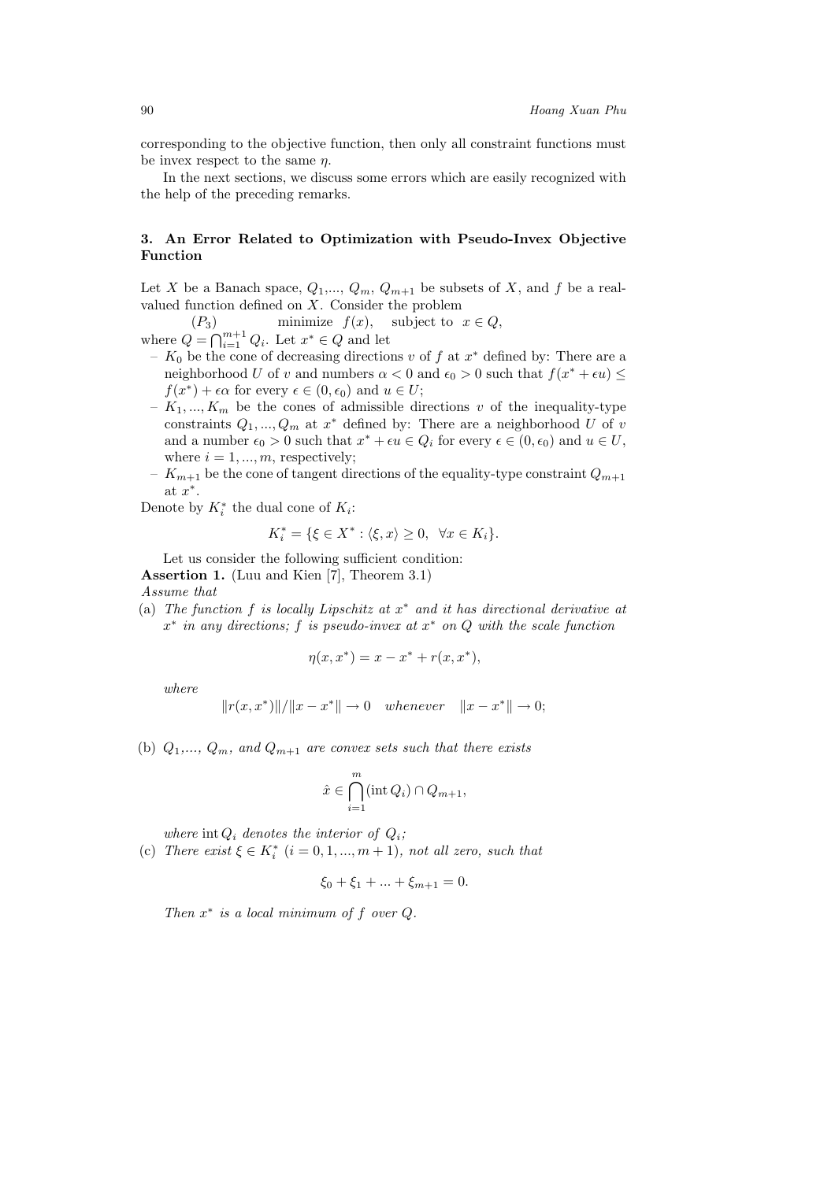corresponding to the objective function, then only all constraint functions must be invex respect to the same $\eta$.

In the next sections, we discuss some errors which are easily recognized with the help of the preceding remarks.

## 3. An Error Related to Optimization with Pseudo-Invex Objective Function

Let $X$ be a Banach space, $Q_1$,..., $Q_m$, $Q_{m+1}$ be subsets of $X$, and $f$ be a real-valued function defined on $X$. Consider the problem

$(P_3)$ minimize $f(x)$, subject to $x \in Q$,

where $Q = \bigcap_{i=1}^{m+1} Q_i$. Let $x^* \in Q$ and let

- $K_0$ be the cone of decreasing directions $v$ of $f$ at $x^*$ defined by: There are a neighborhood $U$ of $v$ and numbers $\alpha < 0$ and $\epsilon_0 > 0$ such that $f(x^* + \epsilon u) \leq f(x^*) + \epsilon\alpha$ for every $\epsilon \in (0, \epsilon_0)$ and $u \in U$;
- $K_1, ..., K_m$ be the cones of admissible directions $v$ of the inequality-type constraints $Q_1, ..., Q_m$ at $x^*$ defined by: There are a neighborhood $U$ of $v$ and a number $\epsilon_0 > 0$ such that $x^* + \epsilon u \in Q_i$ for every $\epsilon \in (0, \epsilon_0)$ and $u \in U$, where $i = 1, ..., m$, respectively;
- $K_{m+1}$ be the cone of tangent directions of the equality-type constraint $Q_{m+1}$ at $x^*$.

Denote by $K_i^*$ the dual cone of $K_i$:

$$K_i^* = \{\xi \in X^* : \langle \xi, x \rangle \geq 0, \;\; \forall x \in K_i\}.$$

Let us consider the following sufficient condition:

**Assertion 1.** (Luu and Kien [7], Theorem 3.1)
*Assume that*

(a) *The function $f$ is locally Lipschitz at $x^*$ and it has directional derivative at $x^*$ in any directions; $f$ is pseudo-invex at $x^*$ on $Q$ with the scale function*

$$\eta(x, x^*) = x - x^* + r(x, x^*),$$

*where*

$$\|r(x, x^*)\|/\|x - x^*\| \to 0 \quad \textit{whenever} \quad \|x - x^*\| \to 0;$$

(b) *$Q_1$,..., $Q_m$, and $Q_{m+1}$ are convex sets such that there exists*

$$\hat{x} \in \bigcap_{i=1}^{m} (\operatorname{int} Q_i) \cap Q_{m+1},$$

*where $\operatorname{int} Q_i$ denotes the interior of $Q_i$;*

(c) *There exist $\xi \in K_i^*$ $(i = 0, 1, ..., m + 1)$, not all zero, such that*

$$\xi_0 + \xi_1 + ... + \xi_{m+1} = 0.$$

*Then $x^*$ is a local minimum of $f$ over $Q$.*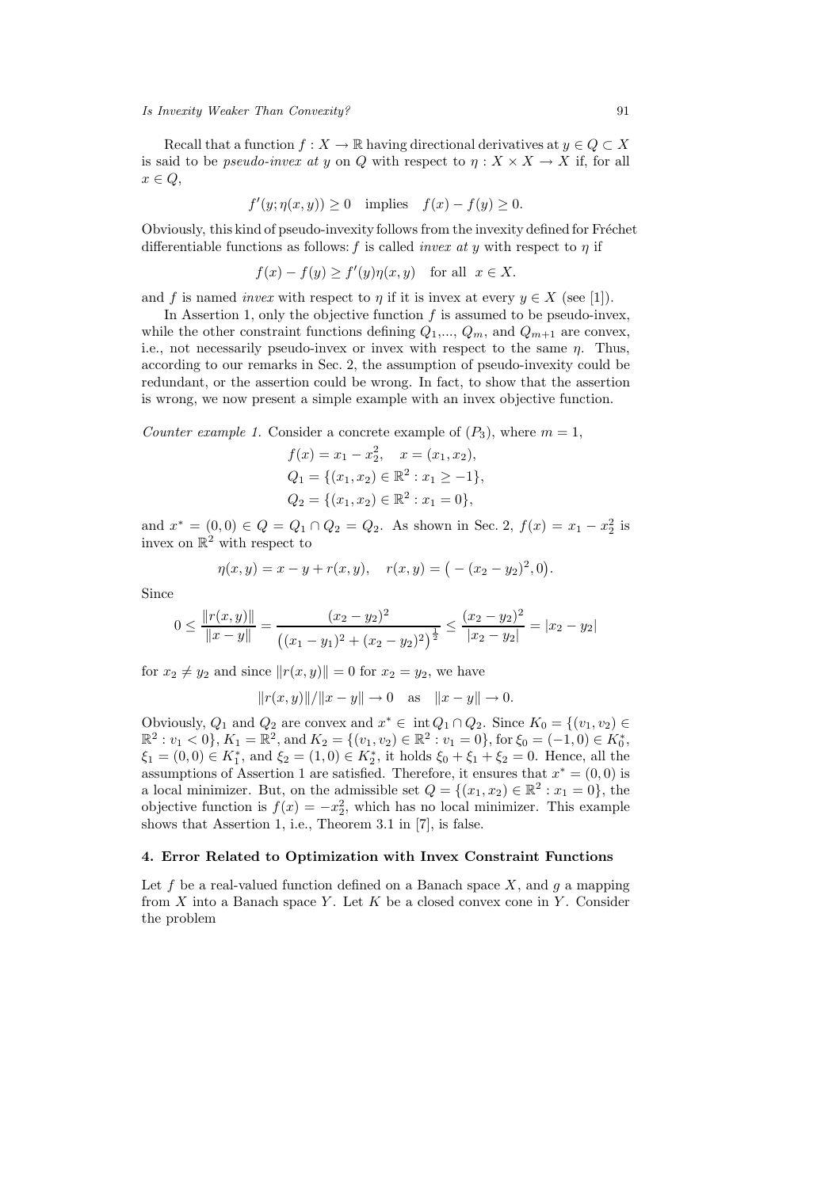Recall that a function $f : X \to \mathbb{R}$ having directional derivatives at $y \in Q \subset X$ is said to be *pseudo-invex at* $y$ on $Q$ with respect to $\eta : X \times X \to X$ if, for all $x \in Q$,

$$f'(y; \eta(x, y)) \geq 0 \quad \text{implies} \quad f(x) - f(y) \geq 0.$$

Obviously, this kind of pseudo-invexity follows from the invexity defined for Fréchet differentiable functions as follows: $f$ is called *invex at* $y$ with respect to $\eta$ if

$$f(x) - f(y) \geq f'(y)\eta(x, y) \quad \text{for all} \quad x \in X.$$

and $f$ is named *invex* with respect to $\eta$ if it is invex at every $y \in X$ (see [1]).

In Assertion 1, only the objective function $f$ is assumed to be pseudo-invex, while the other constraint functions defining $Q_1, \ldots, Q_m$, and $Q_{m+1}$ are convex, i.e., not necessarily pseudo-invex or invex with respect to the same $\eta$. Thus, according to our remarks in Sec. 2, the assumption of pseudo-invexity could be redundant, or the assertion could be wrong. In fact, to show that the assertion is wrong, we now present a simple example with an invex objective function.

*Counter example 1.* Consider a concrete example of $(P_3)$, where $m = 1$,

$$f(x) = x_1 - x_2^2, \quad x = (x_1, x_2),$$
$$Q_1 = \{(x_1, x_2) \in \mathbb{R}^2 : x_1 \geq -1\},$$
$$Q_2 = \{(x_1, x_2) \in \mathbb{R}^2 : x_1 = 0\},$$

and $x^* = (0, 0) \in Q = Q_1 \cap Q_2 = Q_2$. As shown in Sec. 2, $f(x) = x_1 - x_2^2$ is invex on $\mathbb{R}^2$ with respect to

$$\eta(x, y) = x - y + r(x, y), \quad r(x, y) = \big( -(x_2 - y_2)^2, 0 \big).$$

Since

$$0 \leq \frac{\|r(x, y)\|}{\|x - y\|} = \frac{(x_2 - y_2)^2}{\big((x_1 - y_1)^2 + (x_2 - y_2)^2\big)^{\frac{1}{2}}} \leq \frac{(x_2 - y_2)^2}{|x_2 - y_2|} = |x_2 - y_2|$$

for $x_2 \neq y_2$ and since $\|r(x, y)\| = 0$ for $x_2 = y_2$, we have

$$\|r(x, y)\| / \|x - y\| \to 0 \quad \text{as} \quad \|x - y\| \to 0.$$

Obviously, $Q_1$ and $Q_2$ are convex and $x^* \in \operatorname{int} Q_1 \cap Q_2$. Since $K_0 = \{(v_1, v_2) \in \mathbb{R}^2 : v_1 < 0\}$, $K_1 = \mathbb{R}^2$, and $K_2 = \{(v_1, v_2) \in \mathbb{R}^2 : v_1 = 0\}$, for $\xi_0 = (-1, 0) \in K_0^*$, $\xi_1 = (0, 0) \in K_1^*$, and $\xi_2 = (1, 0) \in K_2^*$, it holds $\xi_0 + \xi_1 + \xi_2 = 0$. Hence, all the assumptions of Assertion 1 are satisfied. Therefore, it ensures that $x^* = (0, 0)$ is a local minimizer. But, on the admissible set $Q = \{(x_1, x_2) \in \mathbb{R}^2 : x_1 = 0\}$, the objective function is $f(x) = -x_2^2$, which has no local minimizer. This example shows that Assertion 1, i.e., Theorem 3.1 in [7], is false.

## 4. Error Related to Optimization with Invex Constraint Functions

Let $f$ be a real-valued function defined on a Banach space $X$, and $g$ a mapping from $X$ into a Banach space $Y$. Let $K$ be a closed convex cone in $Y$. Consider the problem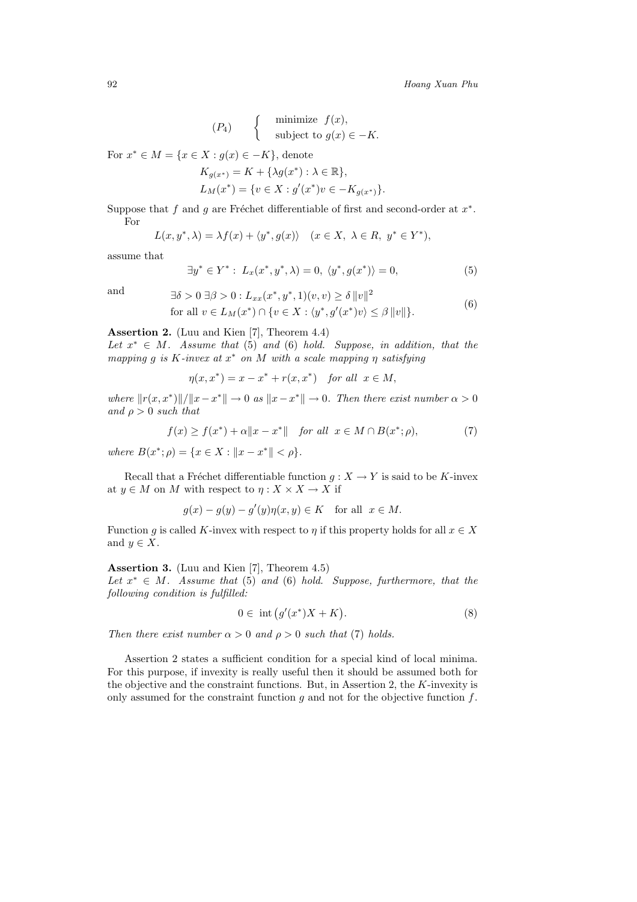$$(P_4) \qquad \begin{cases} \text{minimize } f(x), \\ \text{subject to } g(x) \in -K. \end{cases}$$

For $x^* \in M = \{x \in X : g(x) \in -K\}$, denote

$$K_{g(x^*)} = K + \{\lambda g(x^*) : \lambda \in \mathbb{R}\},$$

$$L_M(x^*) = \{v \in X : g'(x^*)v \in -K_{g(x^*)}\}.$$

Suppose that $f$ and $g$ are Fréchet differentiable of first and second-order at $x^*$.

For

$$L(x, y^*, \lambda) = \lambda f(x) + \langle y^*, g(x)\rangle \quad (x \in X,\ \lambda \in R,\ y^* \in Y^*),$$

assume that

$$\exists y^* \in Y^* : L_x(x^*, y^*, \lambda) = 0,\ \langle y^*, g(x^*)\rangle = 0, \tag{5}$$

and

$$\begin{aligned} &\exists \delta > 0\ \exists \beta > 0 : L_{xx}(x^*, y^*, 1)(v, v) \geq \delta \|v\|^2 \\ &\text{for all } v \in L_M(x^*) \cap \{v \in X : \langle y^*, g'(x^*)v\rangle \leq \beta \|v\|\}. \end{aligned} \tag{6}$$

**Assertion 2.** (Luu and Kien [7], Theorem 4.4)
*Let $x^* \in M$. Assume that (5) and (6) hold. Suppose, in addition, that the mapping $g$ is $K$-invex at $x^*$ on $M$ with a scale mapping $\eta$ satisfying*

$$\eta(x, x^*) = x - x^* + r(x, x^*) \quad \textit{for all } x \in M,$$

*where $\|r(x, x^*)\|/\|x - x^*\| \to 0$ as $\|x - x^*\| \to 0$. Then there exist number $\alpha > 0$ and $\rho > 0$ such that*

$$f(x) \geq f(x^*) + \alpha\|x - x^*\| \quad \textit{for all } x \in M \cap B(x^*; \rho), \tag{7}$$

*where $B(x^*; \rho) = \{x \in X : \|x - x^*\| < \rho\}$.*

Recall that a Fréchet differentiable function $g : X \to Y$ is said to be $K$-invex at $y \in M$ on $M$ with respect to $\eta : X \times X \to X$ if

$$g(x) - g(y) - g'(y)\eta(x, y) \in K \quad \text{for all } x \in M.$$

Function $g$ is called $K$-invex with respect to $\eta$ if this property holds for all $x \in X$ and $y \in X$.

**Assertion 3.** (Luu and Kien [7], Theorem 4.5)
*Let $x^* \in M$. Assume that (5) and (6) hold. Suppose, furthermore, that the following condition is fulfilled:*

$$0 \in \text{ int}\left(g'(x^*)X + K\right). \tag{8}$$

*Then there exist number $\alpha > 0$ and $\rho > 0$ such that (7) holds.*

Assertion 2 states a sufficient condition for a special kind of local minima. For this purpose, if invexity is really useful then it should be assumed both for the objective and the constraint functions. But, in Assertion 2, the $K$-invexity is only assumed for the constraint function $g$ and not for the objective function $f$.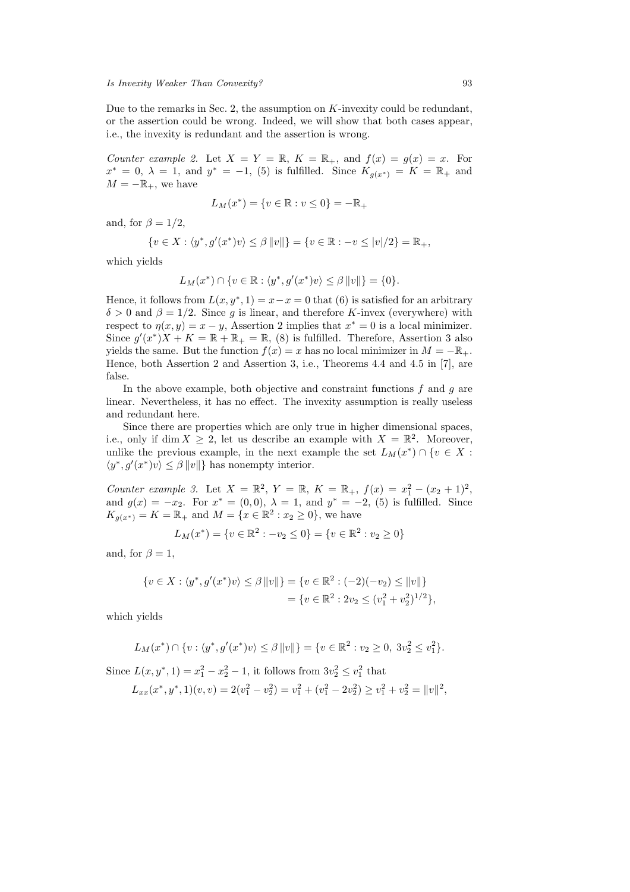Due to the remarks in Sec. 2, the assumption on $K$-invexity could be redundant, or the assertion could be wrong. Indeed, we will show that both cases appear, i.e., the invexity is redundant and the assertion is wrong.

*Counter example 2.* Let $X = Y = \mathbb{R}$, $K = \mathbb{R}_+$, and $f(x) = g(x) = x$. For $x^* = 0$, $\lambda = 1$, and $y^* = -1$, (5) is fulfilled. Since $K_{g(x^*)} = K = \mathbb{R}_+$ and $M = -\mathbb{R}_+$, we have

$$L_M(x^*) = \{v \in \mathbb{R} : v \le 0\} = -\mathbb{R}_+$$

and, for $\beta = 1/2$,

$$\{v \in X : \langle y^*, g'(x^*)v\rangle \le \beta \|v\|\} = \{v \in \mathbb{R} : -v \le |v|/2\} = \mathbb{R}_+,$$

which yields

$$L_M(x^*) \cap \{v \in \mathbb{R} : \langle y^*, g'(x^*)v\rangle \le \beta \|v\|\} = \{0\}.$$

Hence, it follows from $L(x, y^*, 1) = x - x = 0$ that (6) is satisfied for an arbitrary $\delta > 0$ and $\beta = 1/2$. Since $g$ is linear, and therefore $K$-invex (everywhere) with respect to $\eta(x, y) = x - y$, Assertion 2 implies that $x^* = 0$ is a local minimizer. Since $g'(x^*)X + K = \mathbb{R} + \mathbb{R}_+ = \mathbb{R}$, (8) is fulfilled. Therefore, Assertion 3 also yields the same. But the function $f(x) = x$ has no local minimizer in $M = -\mathbb{R}_+$. Hence, both Assertion 2 and Assertion 3, i.e., Theorems 4.4 and 4.5 in [7], are false.

In the above example, both objective and constraint functions $f$ and $g$ are linear. Nevertheless, it has no effect. The invexity assumption is really useless and redundant here.

Since there are properties which are only true in higher dimensional spaces, i.e., only if $\dim X \ge 2$, let us describe an example with $X = \mathbb{R}^2$. Moreover, unlike the previous example, in the next example the set $L_M(x^*) \cap \{v \in X : \langle y^*, g'(x^*)v\rangle \le \beta \|v\|\}$ has nonempty interior.

*Counter example 3.* Let $X = \mathbb{R}^2$, $Y = \mathbb{R}$, $K = \mathbb{R}_+$, $f(x) = x_1^2 - (x_2 + 1)^2$, and $g(x) = -x_2$. For $x^* = (0, 0)$, $\lambda = 1$, and $y^* = -2$, (5) is fulfilled. Since $K_{g(x^*)} = K = \mathbb{R}_+$ and $M = \{x \in \mathbb{R}^2 : x_2 \ge 0\}$, we have

$$L_M(x^*) = \{v \in \mathbb{R}^2 : -v_2 \le 0\} = \{v \in \mathbb{R}^2 : v_2 \ge 0\}$$

and, for $\beta = 1$,

$$\begin{aligned}\{v \in X : \langle y^*, g'(x^*)v\rangle \le \beta \|v\|\} &= \{v \in \mathbb{R}^2 : (-2)(-v_2) \le \|v\|\} \\ &= \{v \in \mathbb{R}^2 : 2v_2 \le (v_1^2 + v_2^2)^{1/2}\},\end{aligned}$$

which yields

$$L_M(x^*) \cap \{v : \langle y^*, g'(x^*)v\rangle \le \beta \|v\|\} = \{v \in \mathbb{R}^2 : v_2 \ge 0,\ 3v_2^2 \le v_1^2\}.$$

Since $L(x, y^*, 1) = x_1^2 - x_2^2 - 1$, it follows from $3v_2^2 \le v_1^2$ that

$$L_{xx}(x^*, y^*, 1)(v, v) = 2(v_1^2 - v_2^2) = v_1^2 + (v_1^2 - 2v_2^2) \ge v_1^2 + v_2^2 = \|v\|^2,$$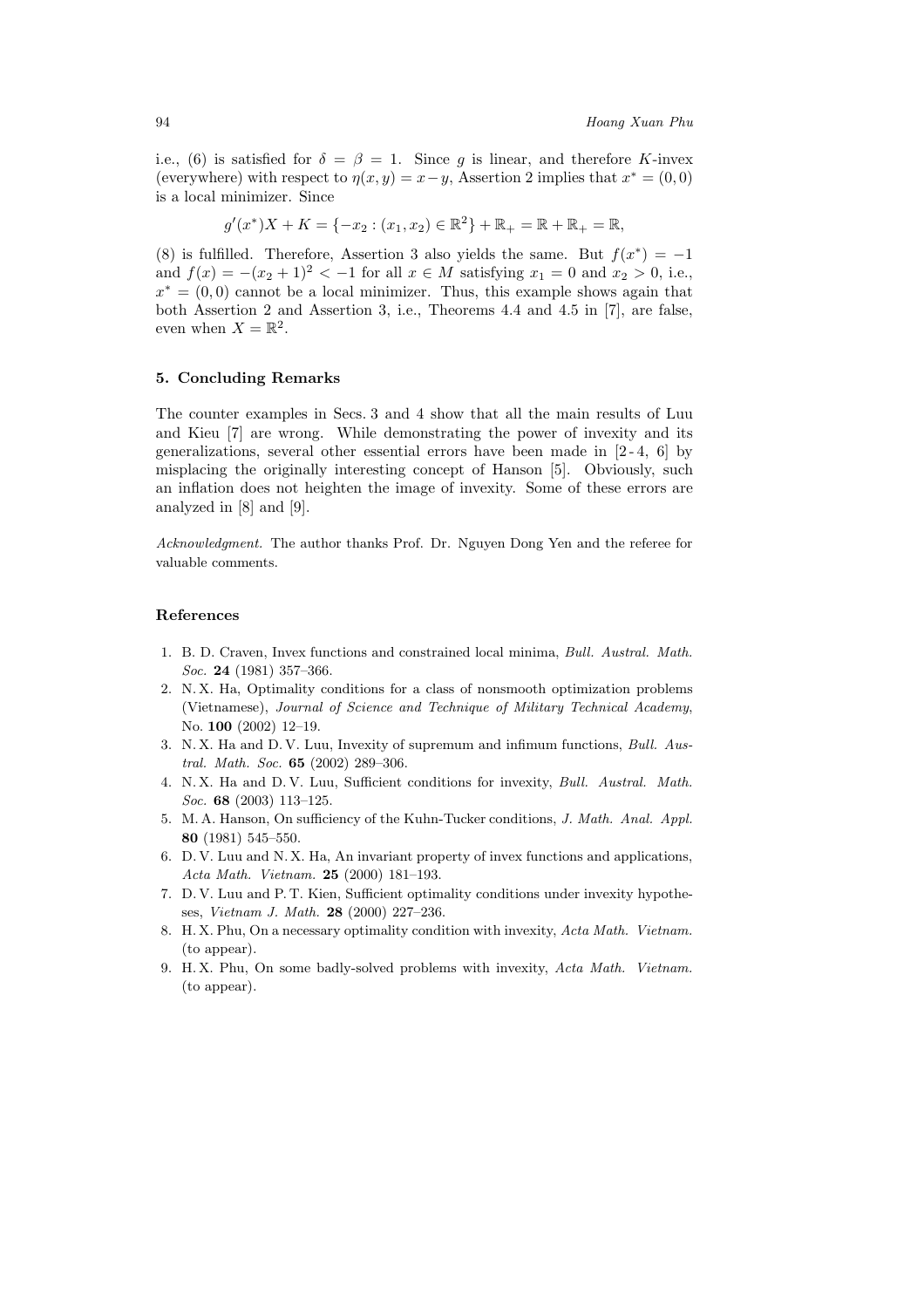i.e., (6) is satisfied for $\delta = \beta = 1$. Since $g$ is linear, and therefore $K$-invex (everywhere) with respect to $\eta(x, y) = x - y$, Assertion 2 implies that $x^* = (0, 0)$ is a local minimizer. Since

$$g'(x^*)X + K = \{-x_2 : (x_1, x_2) \in \mathbb{R}^2\} + \mathbb{R}_+ = \mathbb{R} + \mathbb{R}_+ = \mathbb{R},$$

(8) is fulfilled. Therefore, Assertion 3 also yields the same. But $f(x^*) = -1$ and $f(x) = -(x_2 + 1)^2 < -1$ for all $x \in M$ satisfying $x_1 = 0$ and $x_2 > 0$, i.e., $x^* = (0, 0)$ cannot be a local minimizer. Thus, this example shows again that both Assertion 2 and Assertion 3, i.e., Theorems 4.4 and 4.5 in [7], are false, even when $X = \mathbb{R}^2$.

## 5. Concluding Remarks

The counter examples in Secs. 3 and 4 show that all the main results of Luu and Kieu [7] are wrong. While demonstrating the power of invexity and its generalizations, several other essential errors have been made in [2 - 4, 6] by misplacing the originally interesting concept of Hanson [5]. Obviously, such an inflation does not heighten the image of invexity. Some of these errors are analyzed in [8] and [9].

*Acknowledgment.* The author thanks Prof. Dr. Nguyen Dong Yen and the referee for valuable comments.

## References

1. B. D. Craven, Invex functions and constrained local minima, *Bull. Austral. Math. Soc.* **24** (1981) 357–366.
2. N. X. Ha, Optimality conditions for a class of nonsmooth optimization problems (Vietnamese), *Journal of Science and Technique of Military Technical Academy*, No. **100** (2002) 12–19.
3. N. X. Ha and D. V. Luu, Invexity of supremum and infimum functions, *Bull. Austral. Math. Soc.* **65** (2002) 289–306.
4. N. X. Ha and D. V. Luu, Sufficient conditions for invexity, *Bull. Austral. Math. Soc.* **68** (2003) 113–125.
5. M. A. Hanson, On sufficiency of the Kuhn-Tucker conditions, *J. Math. Anal. Appl.* **80** (1981) 545–550.
6. D. V. Luu and N. X. Ha, An invariant property of invex functions and applications, *Acta Math. Vietnam.* **25** (2000) 181–193.
7. D. V. Luu and P. T. Kien, Sufficient optimality conditions under invexity hypotheses, *Vietnam J. Math.* **28** (2000) 227–236.
8. H. X. Phu, On a necessary optimality condition with invexity, *Acta Math. Vietnam.* (to appear).
9. H. X. Phu, On some badly-solved problems with invexity, *Acta Math. Vietnam.* (to appear).